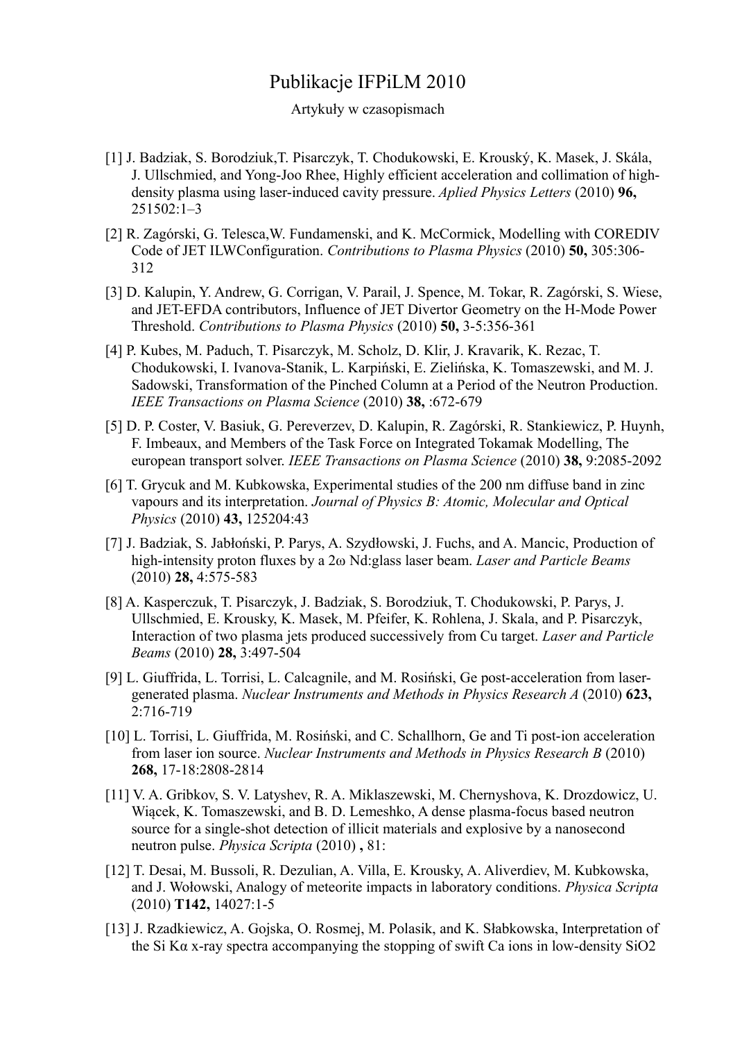# Publikacje IFPiLM 2010

Artykuły w czasopismach

[1] J. Badziak, S. Borodziuk,T. Pisarczyk, T. Chodukowski, E. Krouský, K. Masek, J. Skála, J. Ullschmied, and Yong-Joo Rhee, Highly efficient acceleration and collimation of high-density plasma using laser-induced cavity pressure. *Aplied Physics Letters* (2010) **96,** 251502:1–3

[2] R. Zagórski, G. Telesca,W. Fundamenski, and K. McCormick, Modelling with COREDIV Code of JET ILWConfiguration. *Contributions to Plasma Physics* (2010) **50,** 305:306-312

[3] D. Kalupin, Y. Andrew, G. Corrigan, V. Parail, J. Spence, M. Tokar, R. Zagórski, S. Wiese, and JET-EFDA contributors, Influence of JET Divertor Geometry on the H-Mode Power Threshold. *Contributions to Plasma Physics* (2010) **50,** 3-5:356-361

[4] P. Kubes, M. Paduch, T. Pisarczyk, M. Scholz, D. Klir, J. Kravarik, K. Rezac, T. Chodukowski, I. Ivanova-Stanik, L. Karpiński, E. Zielińska, K. Tomaszewski, and M. J. Sadowski, Transformation of the Pinched Column at a Period of the Neutron Production. *IEEE Transactions on Plasma Science* (2010) **38,** :672-679

[5] D. P. Coster, V. Basiuk, G. Pereverzev, D. Kalupin, R. Zagórski, R. Stankiewicz, P. Huynh, F. Imbeaux, and Members of the Task Force on Integrated Tokamak Modelling, The european transport solver. *IEEE Transactions on Plasma Science* (2010) **38,** 9:2085-2092

[6] T. Grycuk and M. Kubkowska, Experimental studies of the 200 nm diffuse band in zinc vapours and its interpretation. *Journal of Physics B: Atomic, Molecular and Optical Physics* (2010) **43,** 125204:43

[7] J. Badziak, S. Jabłoński, P. Parys, A. Szydłowski, J. Fuchs, and A. Mancic, Production of high-intensity proton fluxes by a 2ω Nd:glass laser beam. *Laser and Particle Beams* (2010) **28,** 4:575-583

[8] A. Kasperczuk, T. Pisarczyk, J. Badziak, S. Borodziuk, T. Chodukowski, P. Parys, J. Ullschmied, E. Krousky, K. Masek, M. Pfeifer, K. Rohlena, J. Skala, and P. Pisarczyk, Interaction of two plasma jets produced successively from Cu target. *Laser and Particle Beams* (2010) **28,** 3:497-504

[9] L. Giuffrida, L. Torrisi, L. Calcagnile, and M. Rosiński, Ge post-acceleration from laser-generated plasma. *Nuclear Instruments and Methods in Physics Research A* (2010) **623,** 2:716-719

[10] L. Torrisi, L. Giuffrida, M. Rosiński, and C. Schallhorn, Ge and Ti post-ion acceleration from laser ion source. *Nuclear Instruments and Methods in Physics Research B* (2010) **268,** 17-18:2808-2814

[11] V. A. Gribkov, S. V. Latyshev, R. A. Miklaszewski, M. Chernyshova, K. Drozdowicz, U. Wiącek, K. Tomaszewski, and B. D. Lemeshko, A dense plasma-focus based neutron source for a single-shot detection of illicit materials and explosive by a nanosecond neutron pulse. *Physica Scripta* (2010) **,** 81:

[12] T. Desai, M. Bussoli, R. Dezulian, A. Villa, E. Krousky, A. Aliverdiev, M. Kubkowska, and J. Wołowski, Analogy of meteorite impacts in laboratory conditions. *Physica Scripta* (2010) **T142,** 14027:1-5

[13] J. Rzadkiewicz, A. Gojska, O. Rosmej, M. Polasik, and K. Słabkowska, Interpretation of the Si Kα x-ray spectra accompanying the stopping of swift Ca ions in low-density SiO2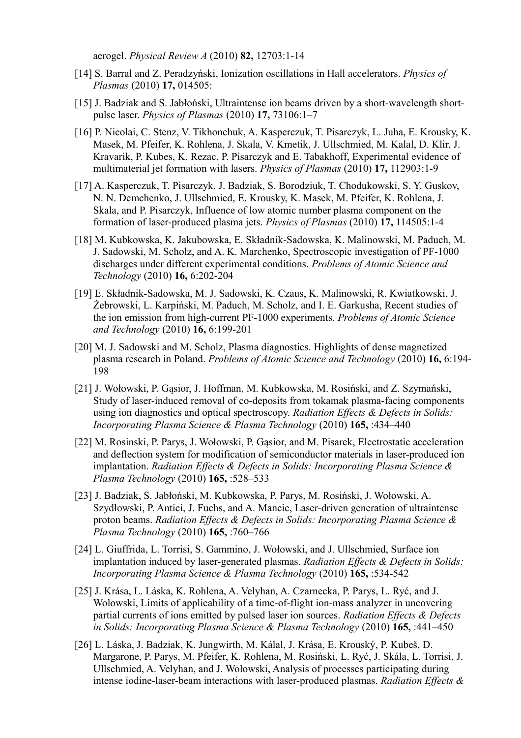aerogel. *Physical Review A* (2010) **82,** 12703:1-14

[14] S. Barral and Z. Peradzyński, Ionization oscillations in Hall accelerators. *Physics of Plasmas* (2010) **17,** 014505:

[15] J. Badziak and S. Jabłoński, Ultraintense ion beams driven by a short-wavelength short-pulse laser. *Physics of Plasmas* (2010) **17,** 73106:1–7

[16] P. Nicolai, C. Stenz, V. Tikhonchuk, A. Kasperczuk, T. Pisarczyk, L. Juha, E. Krousky, K. Masek, M. Pfeifer, K. Rohlena, J. Skala, V. Kmetik, J. Ullschmied, M. Kalal, D. Klir, J. Kravarik, P. Kubes, K. Rezac, P. Pisarczyk and E. Tabakhoff, Experimental evidence of multimaterial jet formation with lasers. *Physics of Plasmas* (2010) **17,** 112903:1-9

[17] A. Kasperczuk, T. Pisarczyk, J. Badziak, S. Borodziuk, T. Chodukowski, S. Y. Guskov, N. N. Demchenko, J. Ullschmied, E. Krousky, K. Masek, M. Pfeifer, K. Rohlena, J. Skala, and P. Pisarczyk, Influence of low atomic number plasma component on the formation of laser-produced plasma jets. *Physics of Plasmas* (2010) **17,** 114505:1-4

[18] M. Kubkowska, K. Jakubowska, E. Składnik-Sadowska, K. Malinowski, M. Paduch, M. J. Sadowski, M. Scholz, and A. K. Marchenko, Spectroscopic investigation of PF-1000 discharges under different experimental conditions. *Problems of Atomic Science and Technology* (2010) **16,** 6:202-204

[19] E. Składnik-Sadowska, M. J. Sadowski, K. Czaus, K. Malinowski, R. Kwiatkowski, J. Żebrowski, L. Karpiński, M. Paduch, M. Scholz, and I. E. Garkusha, Recent studies of the ion emission from high-current PF-1000 experiments. *Problems of Atomic Science and Technology* (2010) **16,** 6:199-201

[20] M. J. Sadowski and M. Scholz, Plasma diagnostics. Highlights of dense magnetized plasma research in Poland. *Problems of Atomic Science and Technology* (2010) **16,** 6:194-198

[21] J. Wołowski, P. Gąsior, J. Hoffman, M. Kubkowska, M. Rosiński, and Z. Szymański, Study of laser-induced removal of co-deposits from tokamak plasma-facing components using ion diagnostics and optical spectroscopy. *Radiation Effects & Defects in Solids: Incorporating Plasma Science & Plasma Technology* (2010) **165,** :434–440

[22] M. Rosinski, P. Parys, J. Wołowski, P. Gąsior, and M. Pisarek, Electrostatic acceleration and deflection system for modification of semiconductor materials in laser-produced ion implantation. *Radiation Effects & Defects in Solids: Incorporating Plasma Science & Plasma Technology* (2010) **165,** :528–533

[23] J. Badziak, S. Jabłoński, M. Kubkowska, P. Parys, M. Rosiński, J. Wołowski, A. Szydłowski, P. Antici, J. Fuchs, and A. Mancic, Laser-driven generation of ultraintense proton beams. *Radiation Effects & Defects in Solids: Incorporating Plasma Science & Plasma Technology* (2010) **165,** :760–766

[24] L. Giuffrida, L. Torrisi, S. Gammino, J. Wołowski, and J. Ullschmied, Surface ion implantation induced by laser-generated plasmas. *Radiation Effects & Defects in Solids: Incorporating Plasma Science & Plasma Technology* (2010) **165,** :534-542

[25] J. Krása, L. Láska, K. Rohlena, A. Velyhan, A. Czarnecka, P. Parys, L. Ryć, and J. Wołowski, Limits of applicability of a time-of-flight ion-mass analyzer in uncovering partial currents of ions emitted by pulsed laser ion sources. *Radiation Effects & Defects in Solids: Incorporating Plasma Science & Plasma Technology* (2010) **165,** :441–450

[26] L. Láska, J. Badziak, K. Jungwirth, M. Kálal, J. Krása, E. Krouský, P. Kubeš, D. Margarone, P. Parys, M. Pfeifer, K. Rohlena, M. Rosiński, L. Ryć, J. Skála, L. Torrisi, J. Ullschmied, A. Velyhan, and J. Wołowski, Analysis of processes participating during intense iodine-laser-beam interactions with laser-produced plasmas. *Radiation Effects &*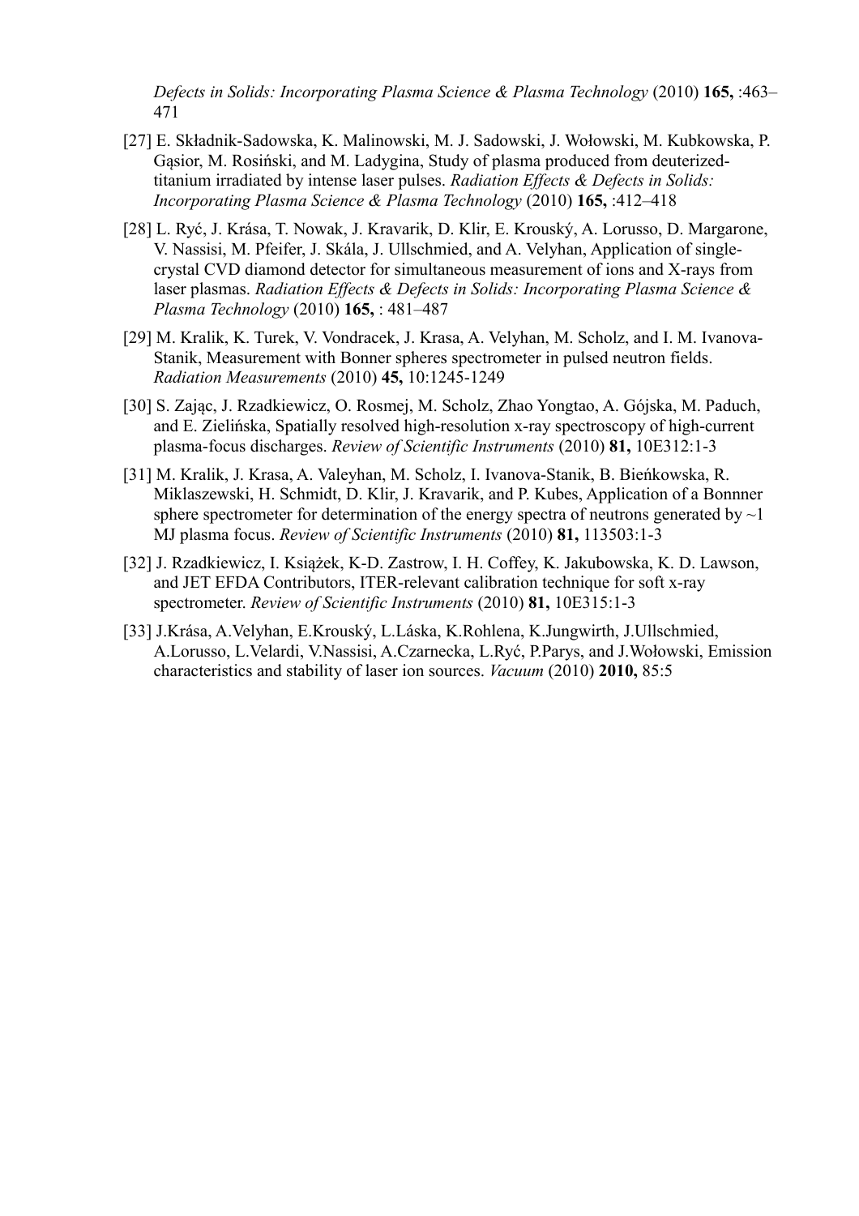*Defects in Solids: Incorporating Plasma Science & Plasma Technology* (2010) **165,** :463–471

[27] E. Składnik-Sadowska, K. Malinowski, M. J. Sadowski, J. Wołowski, M. Kubkowska, P. Gąsior, M. Rosiński, and M. Ladygina, Study of plasma produced from deuterized-titanium irradiated by intense laser pulses. *Radiation Effects & Defects in Solids: Incorporating Plasma Science & Plasma Technology* (2010) **165,** :412–418

[28] L. Ryć, J. Krása, T. Nowak, J. Kravarik, D. Klir, E. Krouský, A. Lorusso, D. Margarone, V. Nassisi, M. Pfeifer, J. Skála, J. Ullschmied, and A. Velyhan, Application of single-crystal CVD diamond detector for simultaneous measurement of ions and X-rays from laser plasmas. *Radiation Effects & Defects in Solids: Incorporating Plasma Science & Plasma Technology* (2010) **165,** : 481–487

[29] M. Kralik, K. Turek, V. Vondracek, J. Krasa, A. Velyhan, M. Scholz, and I. M. Ivanova-Stanik, Measurement with Bonner spheres spectrometer in pulsed neutron fields. *Radiation Measurements* (2010) **45,** 10:1245-1249

[30] S. Zając, J. Rzadkiewicz, O. Rosmej, M. Scholz, Zhao Yongtao, A. Gójska, M. Paduch, and E. Zielińska, Spatially resolved high-resolution x-ray spectroscopy of high-current plasma-focus discharges. *Review of Scientific Instruments* (2010) **81,** 10E312:1-3

[31] M. Kralik, J. Krasa, A. Valeyhan, M. Scholz, I. Ivanova-Stanik, B. Bieńkowska, R. Miklaszewski, H. Schmidt, D. Klir, J. Kravarik, and P. Kubes, Application of a Bonnner sphere spectrometer for determination of the energy spectra of neutrons generated by ~1 MJ plasma focus. *Review of Scientific Instruments* (2010) **81,** 113503:1-3

[32] J. Rzadkiewicz, I. Książek, K-D. Zastrow, I. H. Coffey, K. Jakubowska, K. D. Lawson, and JET EFDA Contributors, ITER-relevant calibration technique for soft x-ray spectrometer. *Review of Scientific Instruments* (2010) **81,** 10E315:1-3

[33] J.Krása, A.Velyhan, E.Krouský, L.Láska, K.Rohlena, K.Jungwirth, J.Ullschmied, A.Lorusso, L.Velardi, V.Nassisi, A.Czarnecka, L.Ryć, P.Parys, and J.Wołowski, Emission characteristics and stability of laser ion sources. *Vacuum* (2010) **2010,** 85:5